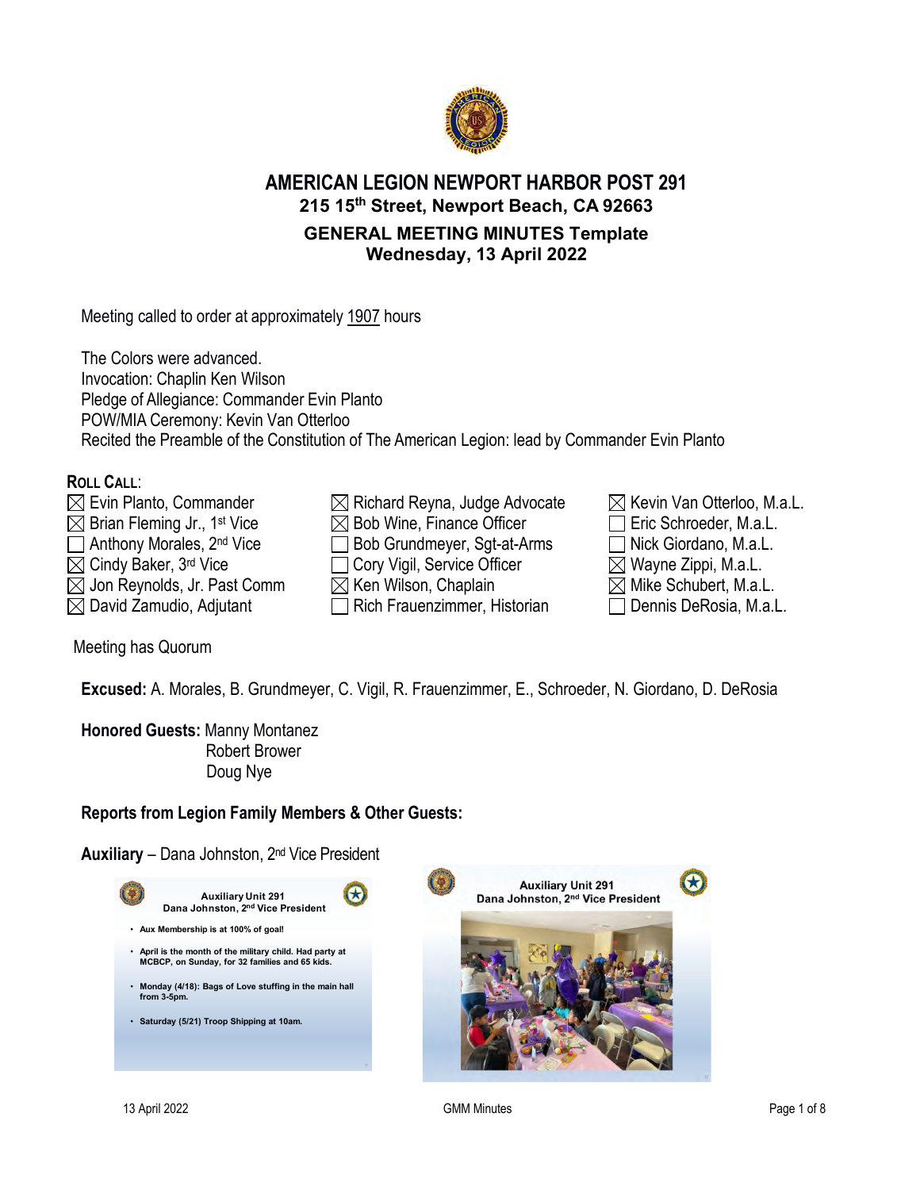# AMERICAN LEGION NEWPORT HARBOR POST 291

**215 15th Street, Newport Beach, CA 92663**

## GENERAL MEETING MINUTES Template

**Wednesday, 13 April 2022**

Meeting called to order at approximately 1907 hours

The Colors were advanced.
Invocation: Chaplin Ken Wilson
Pledge of Allegiance: Commander Evin Planto
POW/MIA Ceremony: Kevin Van Otterloo
Recited the Preamble of the Constitution of The American Legion: lead by Commander Evin Planto

**ROLL CALL**:

| | | |
|---|---|---|
| ☒ Evin Planto, Commander | ☒ Richard Reyna, Judge Advocate | ☒ Kevin Van Otterloo, M.a.L. |
| ☒ Brian Fleming Jr., 1st Vice | ☒ Bob Wine, Finance Officer | ☐ Eric Schroeder, M.a.L. |
| ☐ Anthony Morales, 2nd Vice | ☐ Bob Grundmeyer, Sgt-at-Arms | ☐ Nick Giordano, M.a.L. |
| ☒ Cindy Baker, 3rd Vice | ☐ Cory Vigil, Service Officer | ☒ Wayne Zippi, M.a.L. |
| ☒ Jon Reynolds, Jr. Past Comm | ☒ Ken Wilson, Chaplain | ☒ Mike Schubert, M.a.L. |
| ☒ David Zamudio, Adjutant | ☐ Rich Frauenzimmer, Historian | ☐ Dennis DeRosia, M.a.L. |

Meeting has Quorum

**Excused:** A. Morales, B. Grundmeyer, C. Vigil, R. Frauenzimmer, E., Schroeder, N. Giordano, D. DeRosia

**Honored Guests:** Manny Montanez
Robert Brower
Doug Nye

**Reports from Legion Family Members & Other Guests:**

**Auxiliary** – Dana Johnston, 2nd Vice President

**Auxiliary Unit 291**
**Dana Johnston, 2nd Vice President**

- **Aux Membership is at 100% of goal!**
- **April is the month of the military child. Had party at MCBCP, on Sunday, for 32 families and 65 kids.**
- **Monday (4/18): Bags of Love stuffing in the main hall from 3-5pm.**
- **Saturday (5/21) Troop Shipping at 10am.**

**Auxiliary Unit 291**
**Dana Johnston, 2nd Vice President**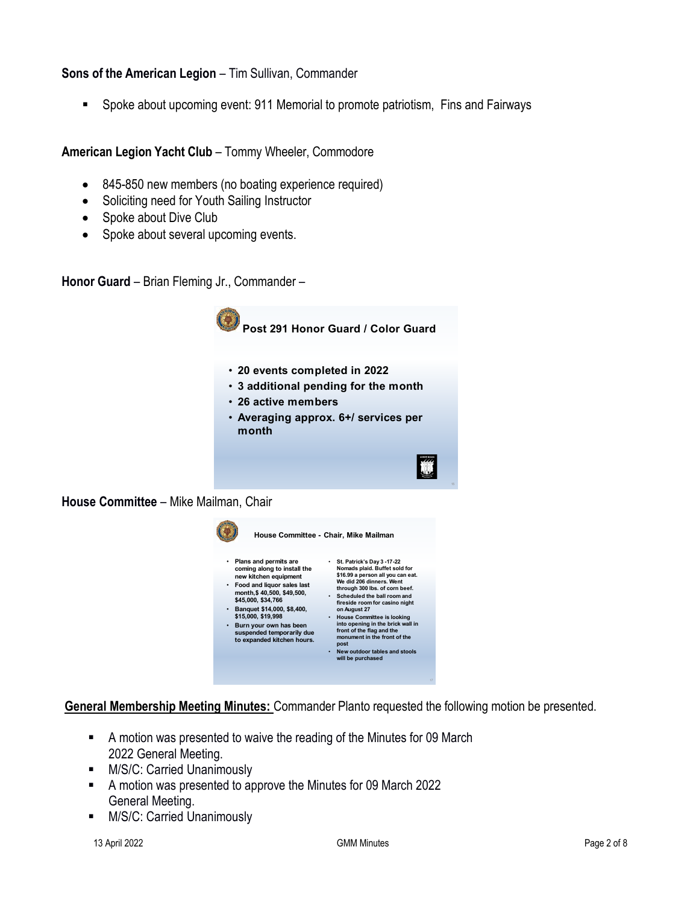**Sons of the American Legion** – Tim Sullivan, Commander

- Spoke about upcoming event: 911 Memorial to promote patriotism, Fins and Fairways

**American Legion Yacht Club** – Tommy Wheeler, Commodore

- 845-850 new members (no boating experience required)
- Soliciting need for Youth Sailing Instructor
- Spoke about Dive Club
- Spoke about several upcoming events.

**Honor Guard** – Brian Fleming Jr., Commander –

**Post 291 Honor Guard / Color Guard**

- 20 events completed in 2022
- 3 additional pending for the month
- 26 active members
- Averaging approx. 6+/ services per month

**House Committee** – Mike Mailman, Chair

**House Committee - Chair, Mike Mailman**

- Plans and permits are coming along to install the new kitchen equipment
- Food and liquor sales last month,$ 40,500, $49,500, $45,000, $34,766
- Banquet $14,000, $8,400, $15,000, $19,998
- Burn your own has been suspended temporarily due to expanded kitchen hours.
- St. Patrick's Day 3 -17-22 Nomads plaid. Buffet sold for $16.99 a person all you can eat. We did 206 dinners. Went through 300 lbs. of corn beef.
- Scheduled the ball room and fireside room for casino night on August 27
- House Committee is looking into opening in the brick wall in front of the flag and the monument in the front of the post
- New outdoor tables and stools will be purchased

**General Membership Meeting Minutes:** Commander Planto requested the following motion be presented.

- A motion was presented to waive the reading of the Minutes for 09 March 2022 General Meeting.
- M/S/C: Carried Unanimously
- A motion was presented to approve the Minutes for 09 March 2022 General Meeting.
- M/S/C: Carried Unanimously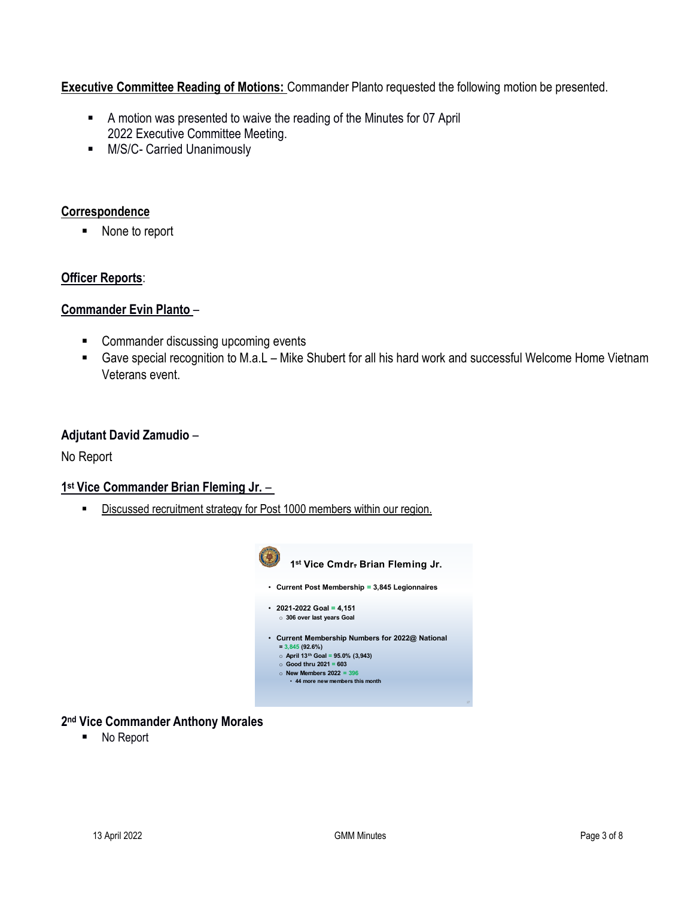**Executive Committee Reading of Motions:** Commander Planto requested the following motion be presented.

- A motion was presented to waive the reading of the Minutes for 07 April 2022 Executive Committee Meeting.
- M/S/C- Carried Unanimously

## Correspondence

- None to report

## Officer Reports:

### Commander Evin Planto –

- Commander discussing upcoming events
- Gave special recognition to M.a.L – Mike Shubert for all his hard work and successful Welcome Home Vietnam Veterans event.

### Adjutant David Zamudio –

No Report

### 1st Vice Commander Brian Fleming Jr. –

- Discussed recruitment strategy for Post 1000 members within our region.

**1st Vice Cmdr. Brian Fleming Jr.**

- **Current Post Membership = 3,845 Legionnaires**
- **2021-2022 Goal = 4,151**
  - 306 over last years Goal
- **Current Membership Numbers for 2022@ National = 3,845 (92.6%)**
  - April 13th Goal = 95.0% (3,943)
  - Good thru 2021 = 603
  - New Members 2022 = 396
    - 44 more new members this month

### 2nd Vice Commander Anthony Morales

- No Report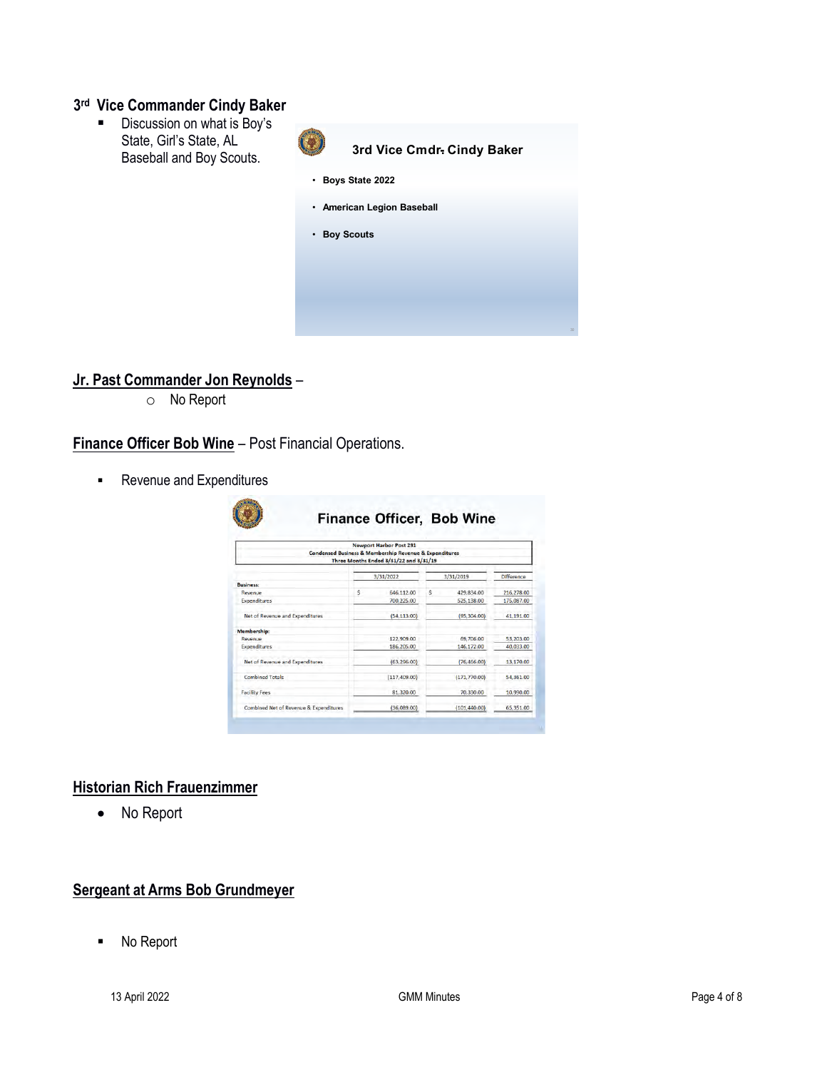## 3rd Vice Commander Cindy Baker

- Discussion on what is Boy's State, Girl's State, AL Baseball and Boy Scouts.

**3rd Vice Cmdr. Cindy Baker**

- Boys State 2022
- American Legion Baseball
- Boy Scouts

## Jr. Past Commander Jon Reynolds –

- No Report

## Finance Officer Bob Wine – Post Financial Operations.

- Revenue and Expenditures

**Finance Officer, Bob Wine**

Newport Harbor Post 291
Condensed Business & Membership Revenue & Expenditures
Three Months Ended 3/31/22 and 3/31/19

| | 3/31/2022 | 3/31/2019 | Difference |
|---|---|---|---|
| **Business:** | | | |
| Revenue | $ 646,112.00 | $ 429,834.00 | 216,278.00 |
| Expenditures | 700,225.00 | 525,138.00 | 175,087.00 |
| Net of Revenue and Expenditures | (54,113.00) | (95,304.00) | 41,191.00 |
| **Membership:** | | | |
| Revenue | 122,909.00 | 69,706.00 | 53,203.00 |
| Expenditures | 186,205.00 | 146,172.00 | 40,033.00 |
| Net of Revenue and Expenditures | (63,296.00) | (76,466.00) | 13,170.00 |
| Combined Totals | (117,409.00) | (171,770.00) | 54,361.00 |
| Facility Fees | 81,320.00 | 70,330.00 | 10,990.00 |
| Combined Net of Revenue & Expenditures | (36,089.00) | (101,440.00) | 65,351.00 |

## Historian Rich Frauenzimmer

- No Report

## Sergeant at Arms Bob Grundmeyer

- No Report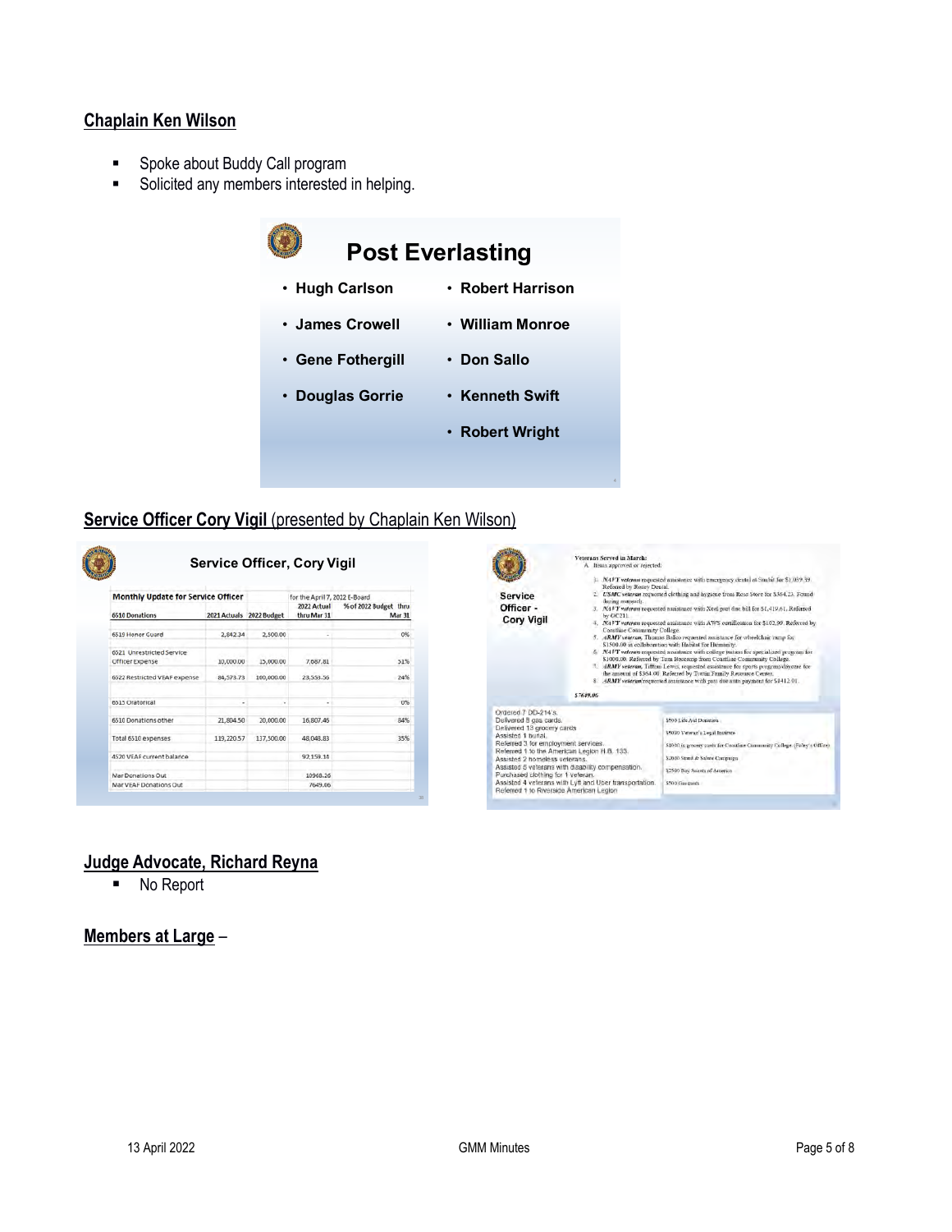## Chaplain Ken Wilson

- Spoke about Buddy Call program
- Solicited any members interested in helping.

### Post Everlasting

- Hugh Carlson
- James Crowell
- Gene Fothergill
- Douglas Gorrie
- Robert Harrison
- William Monroe
- Don Sallo
- Kenneth Swift
- Robert Wright

## Service Officer Cory Vigil (presented by Chaplain Ken Wilson)

### Service Officer, Cory Vigil

| Monthly Update for Service Officer | | | for the April 7, 2022 E-Board | |
|---|---|---|---|---|
| 6510 Donations | 2021 Actuals | 2022 Budget | 2022 Actual thru Mar 31 | % of 2022 Budget thru Mar 31 |
| 6519 Honor Guard | 2,842.34 | 2,500.00 | - | 0% |
| 6521 Unrestricted Service Officer Expense | 10,000.00 | 15,000.00 | 7,687.81 | 51% |
| 6522 Restricted VEAF expense | 84,573.73 | 100,000.00 | 23,553.56 | 24% |
| 6515 Oratorical | - | - | - | 0% |
| 6510 Donations other | 21,804.50 | 20,000.00 | 16,807.46 | 84% |
| Total 6510 expenses | 119,220.57 | 137,500.00 | 48,048.83 | 35% |
| 4520 VEAF current balance | | | 92,159.31 | |
| Mar Donations Out | | | 10968.26 | |
| Mar VEAF Donations Out | | | 7649.06 | |

### Service Officer - Cory Vigil

Veterans Served in March:

A. Items approved or rejected:

1. *NAVY veteran* requested assistance with emergency dental at Smile for $1,039.39. Referred by Rosey Dental.
2. *USMC veteran* requested clothing and hygiene from Rose Store for $364.23. Found during outreach.
3. *NAVY veteran* requested assistance with Xcel past due bill for $1,419.61. Referred by OC211.
4. *NAVY veteran* requested assistance with AWS certification for $102.09. Referred by Coastline Community College.
5. *ARMY veteran*, Thomas Bolico requested assistance for wheelchair ramp for $1500.00 in collaboration with Habitat for Humanity.
6. *NAVY veteran* requested assistance with college tuition for specialized program for $1000.00. Referred by Tom Bescamp from Coastline Community College.
7. *ARMY veteran*, Tiffany Lewis, requested assistance for sports programs/daycare for the amount of $364.00. Referred by Tustin Family Resource Center.
8. *ARMY veteran* requested assistance with past due auto payment for $1412.01.

$7649.06

- Ordered 7 DD-214's.
- Delivered 8 gas cards.
- Delivered 13 grocery cards
- Assisted 1 burial.
- Referred 3 for employment services.
- Referred 1 to the American Legion H.B. 133.
- Assisted 2 homeless veterans.
- Assisted 6 veterans with disability compensation.
- Purchased clothing for 1 veteran.
- Assisted 4 veterans with Lyft and Uber transportation.
- Referred 1 to Riverside American Legion

- $500 Life Aid Donation
- $5000 Veteran's Legal Institute
- $1000 in grocery cards for Coastline Community College (Foley's Office)
- $2000 Stand & Salute Campaign
- $2500 Boy Scouts of America
- $500 Gas cards

## Judge Advocate, Richard Reyna

- No Report

## Members at Large –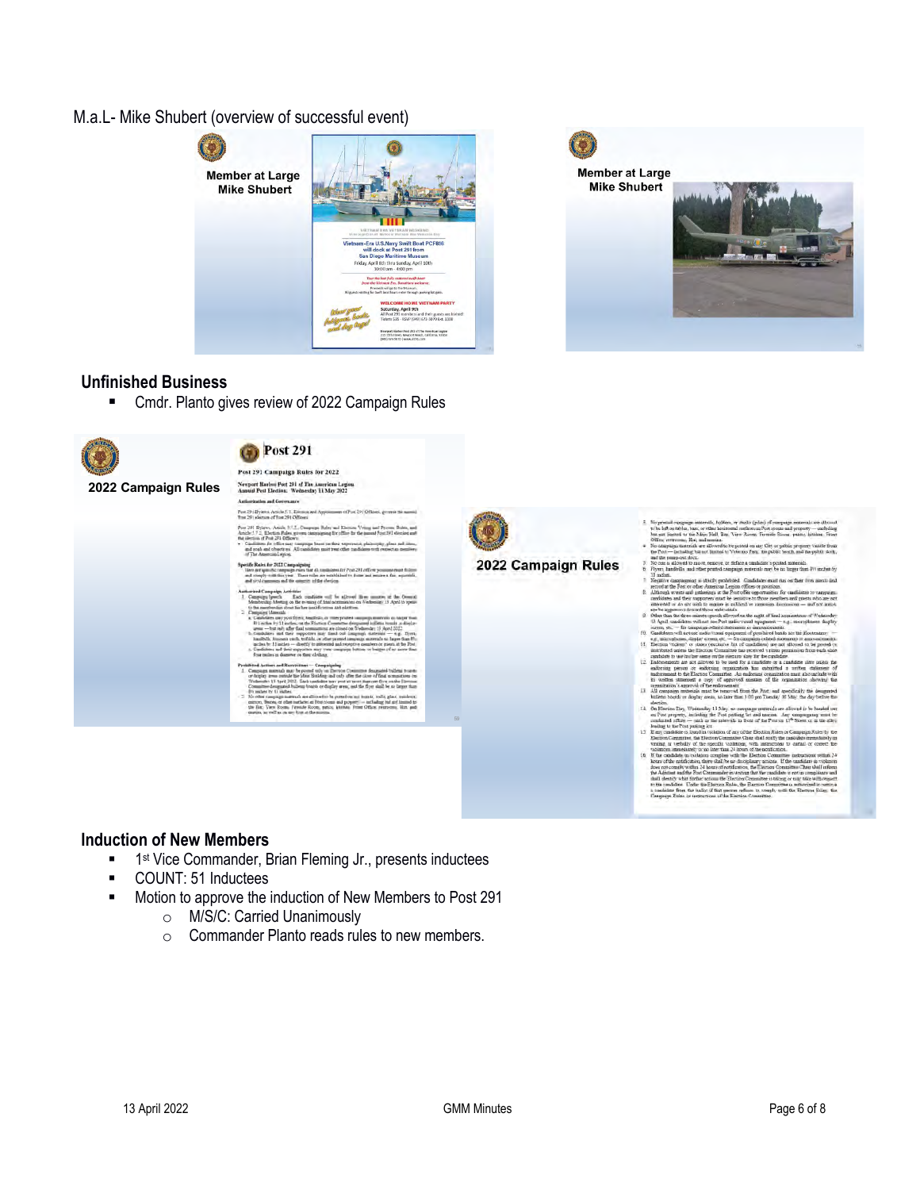M.a.L- Mike Shubert (overview of successful event)

Member at Large
Mike Shubert

Member at Large
Mike Shubert

## Unfinished Business

- Cmdr. Planto gives review of 2022 Campaign Rules

2022 Campaign Rules

2022 Campaign Rules

## Induction of New Members

- 1st Vice Commander, Brian Fleming Jr., presents inductees
- COUNT: 51 Inductees
- Motion to approve the induction of New Members to Post 291
  - M/S/C: Carried Unanimously
  - Commander Planto reads rules to new members.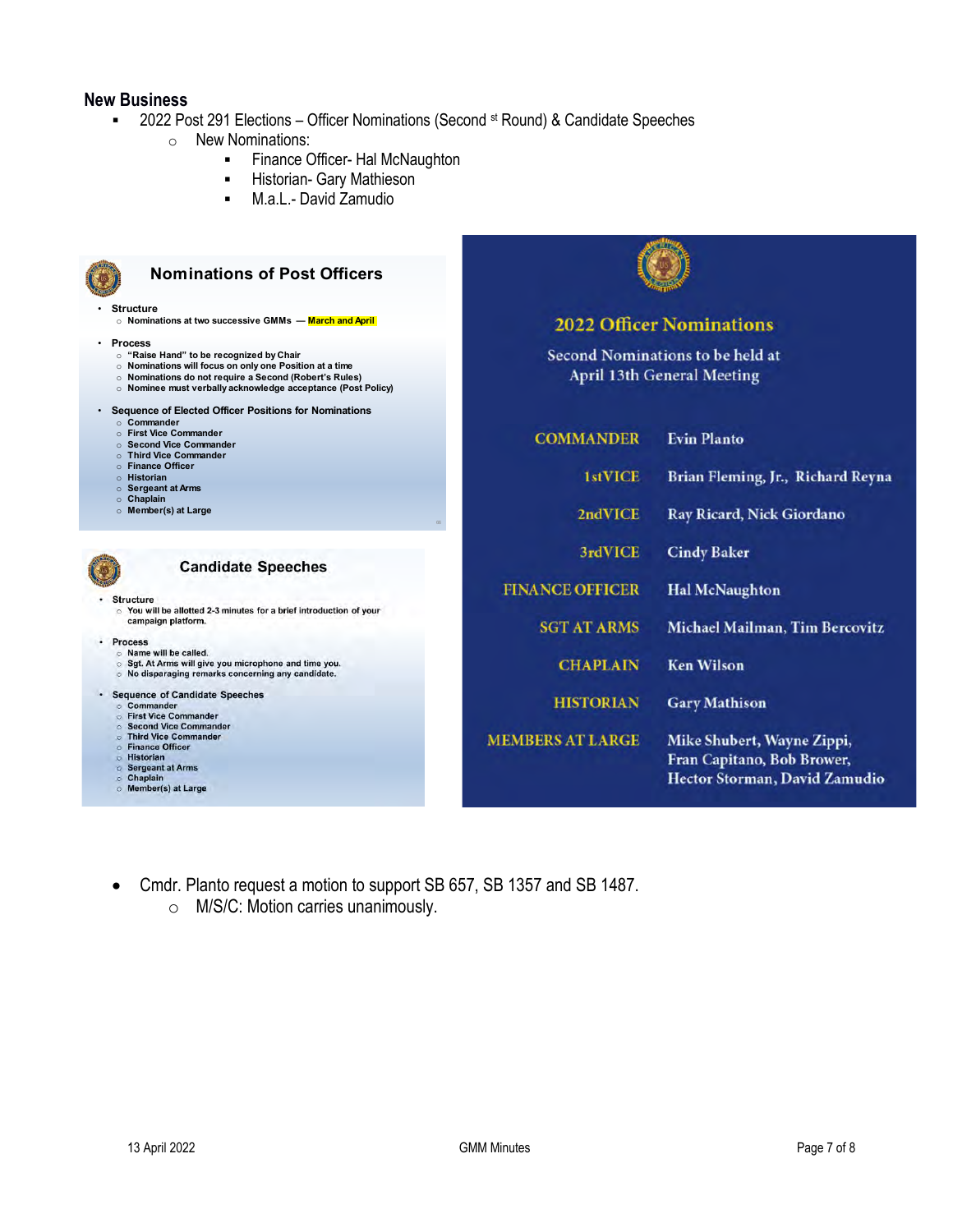## New Business

- 2022 Post 291 Elections – Officer Nominations (Second st Round) & Candidate Speeches
  - New Nominations:
    - Finance Officer- Hal McNaughton
    - Historian- Gary Mathieson
    - M.a.L.- David Zamudio

### Nominations of Post Officers

- Structure
  - Nominations at two successive GMMs — March and April
- Process
  - "Raise Hand" to be recognized by Chair
  - Nominations will focus on only one Position at a time
  - Nominations do not require a Second (Robert's Rules)
  - Nominee must verbally acknowledge acceptance (Post Policy)
- Sequence of Elected Officer Positions for Nominations
  - Commander
  - First Vice Commander
  - Second Vice Commander
  - Third Vice Commander
  - Finance Officer
  - Historian
  - Sergeant at Arms
  - Chaplain
  - Member(s) at Large

### Candidate Speeches

- Structure
  - You will be allotted 2-3 minutes for a brief introduction of your campaign platform.
- Process
  - Name will be called.
  - Sgt. At Arms will give you microphone and time you.
  - No disparaging remarks concerning any candidate.
- Sequence of Candidate Speeches
  - Commander
  - First Vice Commander
  - Second Vice Commander
  - Third Vice Commander
  - Finance Officer
  - Historian
  - Sergeant at Arms
  - Chaplain
  - Member(s) at Large

### 2022 Officer Nominations

Second Nominations to be held at April 13th General Meeting

| Position | Nominees |
|---|---|
| COMMANDER | Evin Planto |
| 1stVICE | Brian Fleming, Jr., Richard Reyna |
| 2ndVICE | Ray Ricard, Nick Giordano |
| 3rdVICE | Cindy Baker |
| FINANCE OFFICER | Hal McNaughton |
| SGT AT ARMS | Michael Mailman, Tim Bercovitz |
| CHAPLAIN | Ken Wilson |
| HISTORIAN | Gary Mathison |
| MEMBERS AT LARGE | Mike Shubert, Wayne Zippi, Fran Capitano, Bob Brower, Hector Storman, David Zamudio |

- Cmdr. Planto request a motion to support SB 657, SB 1357 and SB 1487.
  - M/S/C: Motion carries unanimously.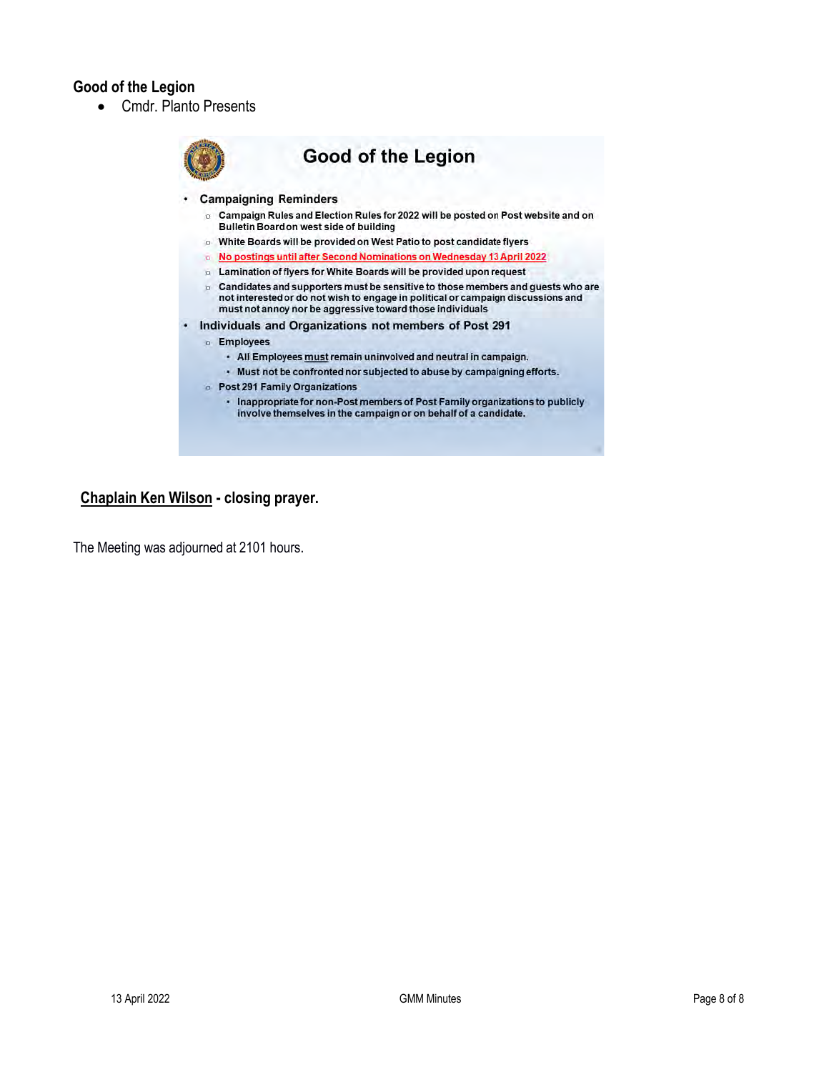## Good of the Legion

- Cmdr. Planto Presents

### Good of the Legion

- **Campaigning Reminders**
  - Campaign Rules and Election Rules for 2022 will be posted on Post website and on Bulletin Board on west side of building
  - White Boards will be provided on West Patio to post candidate flyers
  - No postings until after Second Nominations on Wednesday 13 April 2022
  - Lamination of flyers for White Boards will be provided upon request
  - Candidates and supporters must be sensitive to those members and guests who are not interested or do not wish to engage in political or campaign discussions and must not annoy nor be aggressive toward those individuals
- **Individuals and Organizations not members of Post 291**
  - Employees
    - All Employees must remain uninvolved and neutral in campaign.
    - Must not be confronted nor subjected to abuse by campaigning efforts.
  - Post 291 Family Organizations
    - Inappropriate for non-Post members of Post Family organizations to publicly involve themselves in the campaign or on behalf of a candidate.

**Chaplain Ken Wilson - closing prayer.**

The Meeting was adjourned at 2101 hours.